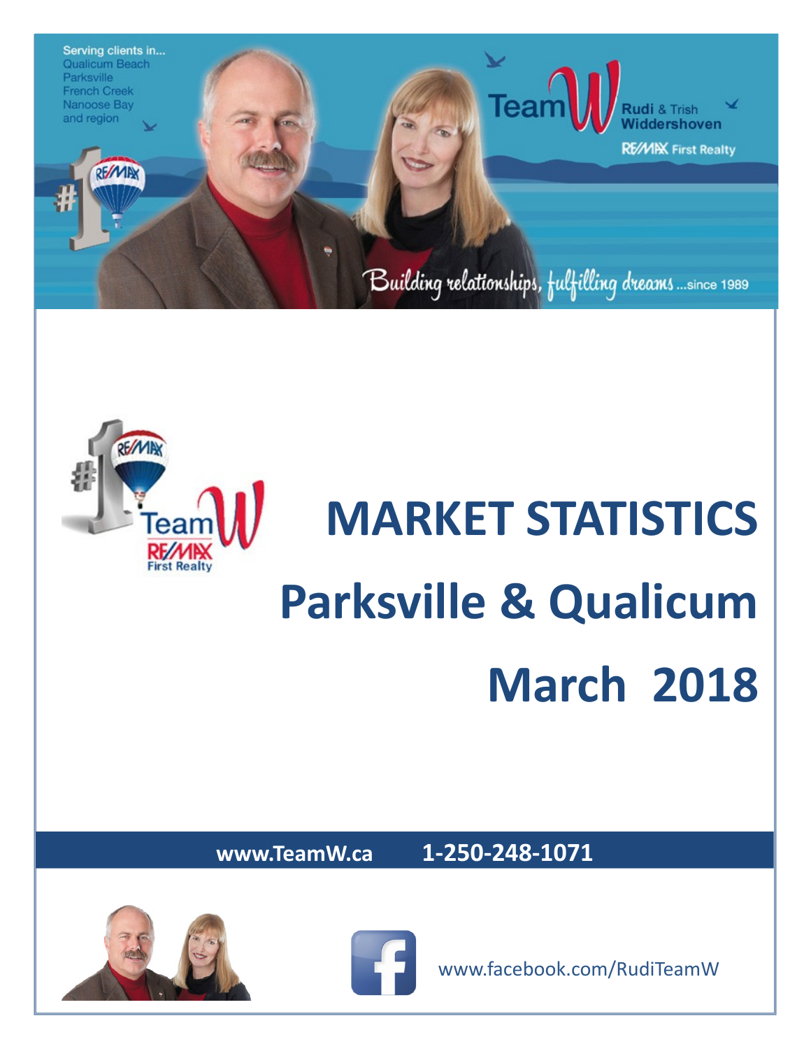Serving clients in...
Qualicum Beach
Parksville
French Creek
Nanoose Bay
and region

Team W Rudi & Trish Widdershoven

RE/MAX First Realty

*Building relationships, fulfilling dreams ...since 1989*

# MARKET STATISTICS

# Parksville & Qualicum

# March 2018

**www.TeamW.ca** **1-250-248-1071**

www.facebook.com/RudiTeamW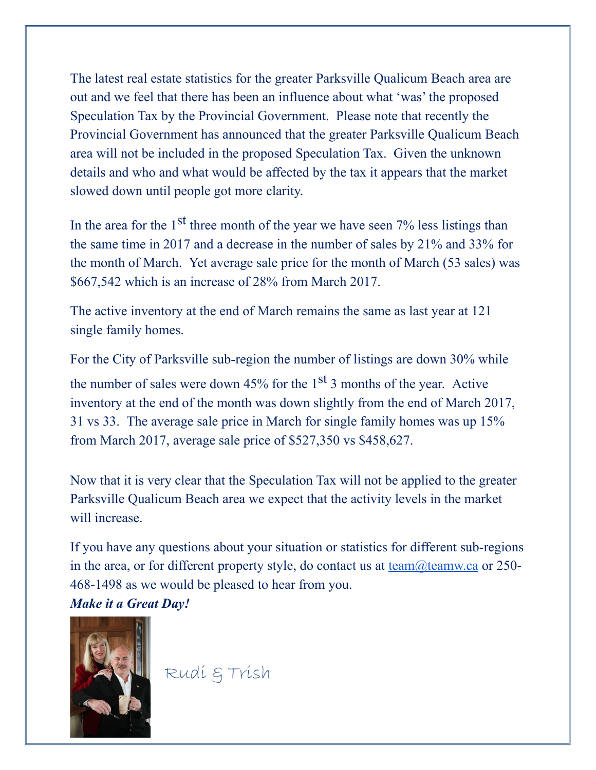The latest real estate statistics for the greater Parksville Qualicum Beach area are out and we feel that there has been an influence about what 'was' the proposed Speculation Tax by the Provincial Government. Please note that recently the Provincial Government has announced that the greater Parksville Qualicum Beach area will not be included in the proposed Speculation Tax. Given the unknown details and who and what would be affected by the tax it appears that the market slowed down until people got more clarity.

In the area for the 1st three month of the year we have seen 7% less listings than the same time in 2017 and a decrease in the number of sales by 21% and 33% for the month of March. Yet average sale price for the month of March (53 sales) was $667,542 which is an increase of 28% from March 2017.

The active inventory at the end of March remains the same as last year at 121 single family homes.

For the City of Parksville sub-region the number of listings are down 30% while the number of sales were down 45% for the 1st 3 months of the year. Active inventory at the end of the month was down slightly from the end of March 2017, 31 vs 33. The average sale price in March for single family homes was up 15% from March 2017, average sale price of $527,350 vs $458,627.

Now that it is very clear that the Speculation Tax will not be applied to the greater Parksville Qualicum Beach area we expect that the activity levels in the market will increase.

If you have any questions about your situation or statistics for different sub-regions in the area, or for different property style, do contact us at team@teamw.ca or 250-468-1498 as we would be pleased to hear from you.

***Make it a Great Day!***

Rudi & Trish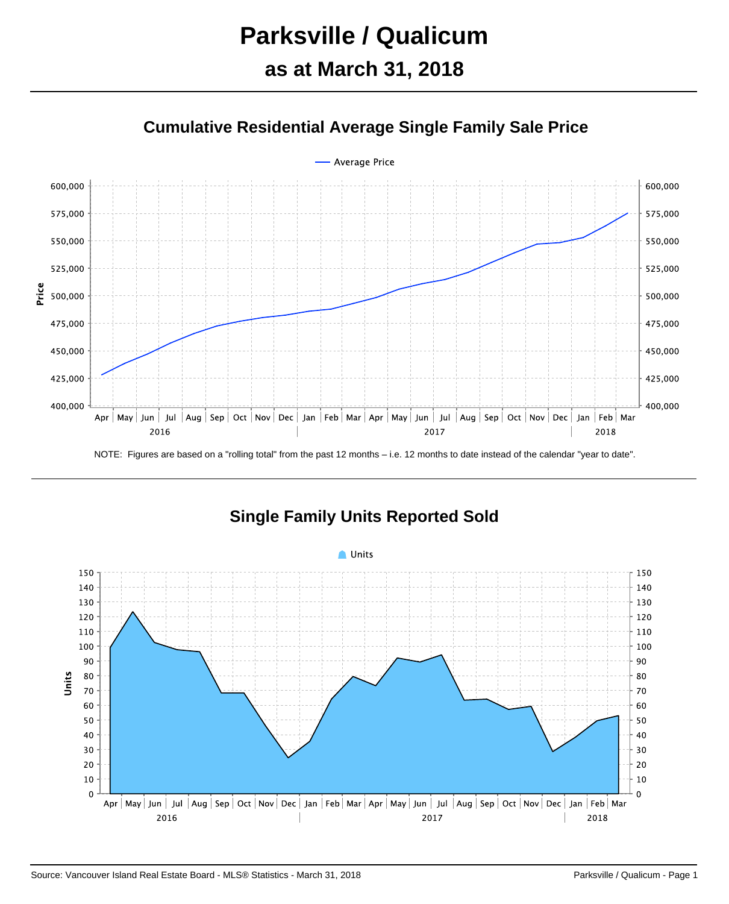# Parksville / Qualicum

## as at March 31, 2018

### Cumulative Residential Average Single Family Sale Price

NOTE: Figures are based on a "rolling total" from the past 12 months – i.e. 12 months to date instead of the calendar "year to date".

### Single Family Units Reported Sold

Source: Vancouver Island Real Estate Board - MLS® Statistics - March 31, 2018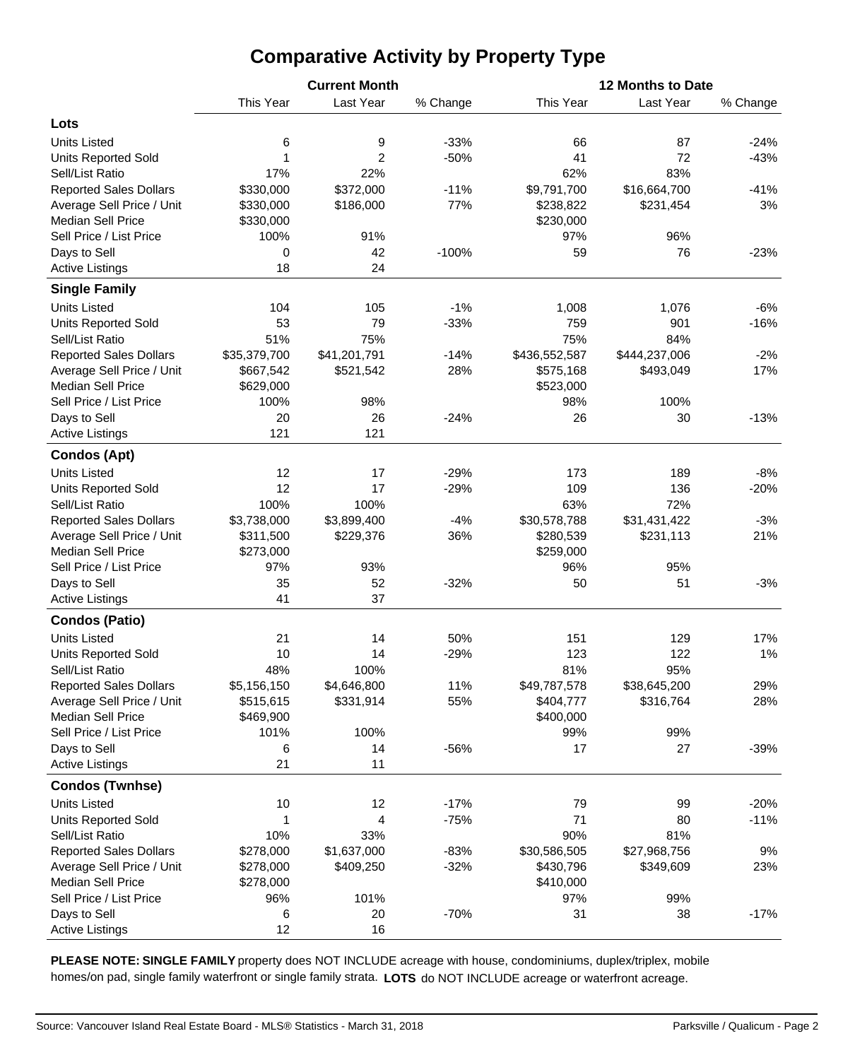# Comparative Activity by Property Type

| | Current Month | | | 12 Months to Date | | |
|---|---|---|---|---|---|---|
| | This Year | Last Year | % Change | This Year | Last Year | % Change |
| **Lots** | | | | | | |
| Units Listed | 6 | 9 | -33% | 66 | 87 | -24% |
| Units Reported Sold | 1 | 2 | -50% | 41 | 72 | -43% |
| Sell/List Ratio | 17% | 22% | | 62% | 83% | |
| Reported Sales Dollars | $330,000 | $372,000 | -11% | $9,791,700 | $16,664,700 | -41% |
| Average Sell Price / Unit | $330,000 | $186,000 | 77% | $238,822 | $231,454 | 3% |
| Median Sell Price | $330,000 | | | $230,000 | | |
| Sell Price / List Price | 100% | 91% | | 97% | 96% | |
| Days to Sell | 0 | 42 | -100% | 59 | 76 | -23% |
| Active Listings | 18 | 24 | | | | |
| **Single Family** | | | | | | |
| Units Listed | 104 | 105 | -1% | 1,008 | 1,076 | -6% |
| Units Reported Sold | 53 | 79 | -33% | 759 | 901 | -16% |
| Sell/List Ratio | 51% | 75% | | 75% | 84% | |
| Reported Sales Dollars | $35,379,700 | $41,201,791 | -14% | $436,552,587 | $444,237,006 | -2% |
| Average Sell Price / Unit | $667,542 | $521,542 | 28% | $575,168 | $493,049 | 17% |
| Median Sell Price | $629,000 | | | $523,000 | | |
| Sell Price / List Price | 100% | 98% | | 98% | 100% | |
| Days to Sell | 20 | 26 | -24% | 26 | 30 | -13% |
| Active Listings | 121 | 121 | | | | |
| **Condos (Apt)** | | | | | | |
| Units Listed | 12 | 17 | -29% | 173 | 189 | -8% |
| Units Reported Sold | 12 | 17 | -29% | 109 | 136 | -20% |
| Sell/List Ratio | 100% | 100% | | 63% | 72% | |
| Reported Sales Dollars | $3,738,000 | $3,899,400 | -4% | $30,578,788 | $31,431,422 | -3% |
| Average Sell Price / Unit | $311,500 | $229,376 | 36% | $280,539 | $231,113 | 21% |
| Median Sell Price | $273,000 | | | $259,000 | | |
| Sell Price / List Price | 97% | 93% | | 96% | 95% | |
| Days to Sell | 35 | 52 | -32% | 50 | 51 | -3% |
| Active Listings | 41 | 37 | | | | |
| **Condos (Patio)** | | | | | | |
| Units Listed | 21 | 14 | 50% | 151 | 129 | 17% |
| Units Reported Sold | 10 | 14 | -29% | 123 | 122 | 1% |
| Sell/List Ratio | 48% | 100% | | 81% | 95% | |
| Reported Sales Dollars | $5,156,150 | $4,646,800 | 11% | $49,787,578 | $38,645,200 | 29% |
| Average Sell Price / Unit | $515,615 | $331,914 | 55% | $404,777 | $316,764 | 28% |
| Median Sell Price | $469,900 | | | $400,000 | | |
| Sell Price / List Price | 101% | 100% | | 99% | 99% | |
| Days to Sell | 6 | 14 | -56% | 17 | 27 | -39% |
| Active Listings | 21 | 11 | | | | |
| **Condos (Twnhse)** | | | | | | |
| Units Listed | 10 | 12 | -17% | 79 | 99 | -20% |
| Units Reported Sold | 1 | 4 | -75% | 71 | 80 | -11% |
| Sell/List Ratio | 10% | 33% | | 90% | 81% | |
| Reported Sales Dollars | $278,000 | $1,637,000 | -83% | $30,586,505 | $27,968,756 | 9% |
| Average Sell Price / Unit | $278,000 | $409,250 | -32% | $430,796 | $349,609 | 23% |
| Median Sell Price | $278,000 | | | $410,000 | | |
| Sell Price / List Price | 96% | 101% | | 97% | 99% | |
| Days to Sell | 6 | 20 | -70% | 31 | 38 | -17% |
| Active Listings | 12 | 16 | | | | |

**PLEASE NOTE: SINGLE FAMILY** property does NOT INCLUDE acreage with house, condominiums, duplex/triplex, mobile homes/on pad, single family waterfront or single family strata. **LOTS** do NOT INCLUDE acreage or waterfront acreage.

Source: Vancouver Island Real Estate Board - MLS® Statistics - March 31, 2018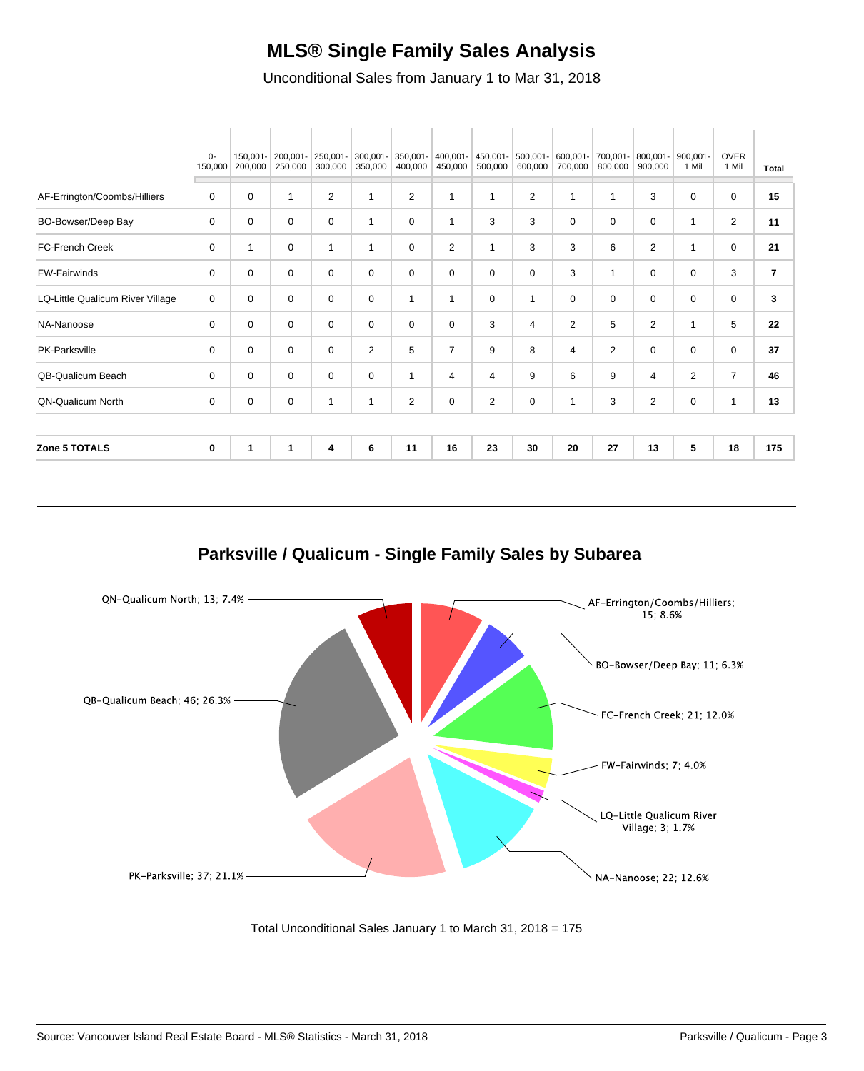# MLS® Single Family Sales Analysis

Unconditional Sales from January 1 to Mar 31, 2018

| | 0-150,000 | 150,001-200,000 | 200,001-250,000 | 250,001-300,000 | 300,001-350,000 | 350,001-400,000 | 400,001-450,000 | 450,001-500,000 | 500,001-600,000 | 600,001-700,000 | 700,001-800,000 | 800,001-900,000 | 900,001-1 Mil | OVER 1 Mil | Total |
|---|---|---|---|---|---|---|---|---|---|---|---|---|---|---|---|
| AF-Errington/Coombs/Hilliers | 0 | 0 | 1 | 2 | 1 | 2 | 1 | 1 | 2 | 1 | 1 | 3 | 0 | 0 | **15** |
| BO-Bowser/Deep Bay | 0 | 0 | 0 | 0 | 1 | 0 | 1 | 3 | 3 | 0 | 0 | 0 | 1 | 2 | **11** |
| FC-French Creek | 0 | 1 | 0 | 1 | 1 | 0 | 2 | 1 | 3 | 3 | 6 | 2 | 1 | 0 | **21** |
| FW-Fairwinds | 0 | 0 | 0 | 0 | 0 | 0 | 0 | 0 | 0 | 3 | 1 | 0 | 0 | 3 | **7** |
| LQ-Little Qualicum River Village | 0 | 0 | 0 | 0 | 0 | 1 | 1 | 0 | 1 | 0 | 0 | 0 | 0 | 0 | **3** |
| NA-Nanoose | 0 | 0 | 0 | 0 | 0 | 0 | 0 | 3 | 4 | 2 | 5 | 2 | 1 | 5 | **22** |
| PK-Parksville | 0 | 0 | 0 | 0 | 2 | 5 | 7 | 9 | 8 | 4 | 2 | 0 | 0 | 0 | **37** |
| QB-Qualicum Beach | 0 | 0 | 0 | 0 | 0 | 1 | 4 | 4 | 9 | 6 | 9 | 4 | 2 | 7 | **46** |
| QN-Qualicum North | 0 | 0 | 0 | 1 | 1 | 2 | 0 | 2 | 0 | 1 | 3 | 2 | 0 | 1 | **13** |
| **Zone 5 TOTALS** | **0** | **1** | **1** | **4** | **6** | **11** | **16** | **23** | **30** | **20** | **27** | **13** | **5** | **18** | **175** |

## Parksville / Qualicum - Single Family Sales by Subarea

- QN-Qualicum North; 13; 7.4%
- AF-Errington/Coombs/Hilliers; 15; 8.6%
- BO-Bowser/Deep Bay; 11; 6.3%
- FC-French Creek; 21; 12.0%
- FW-Fairwinds; 7; 4.0%
- LQ-Little Qualicum River Village; 3; 1.7%
- NA-Nanoose; 22; 12.6%
- PK-Parksville; 37; 21.1%
- QB-Qualicum Beach; 46; 26.3%

Total Unconditional Sales January 1 to March 31, 2018 = 175

Source: Vancouver Island Real Estate Board - MLS® Statistics - March 31, 2018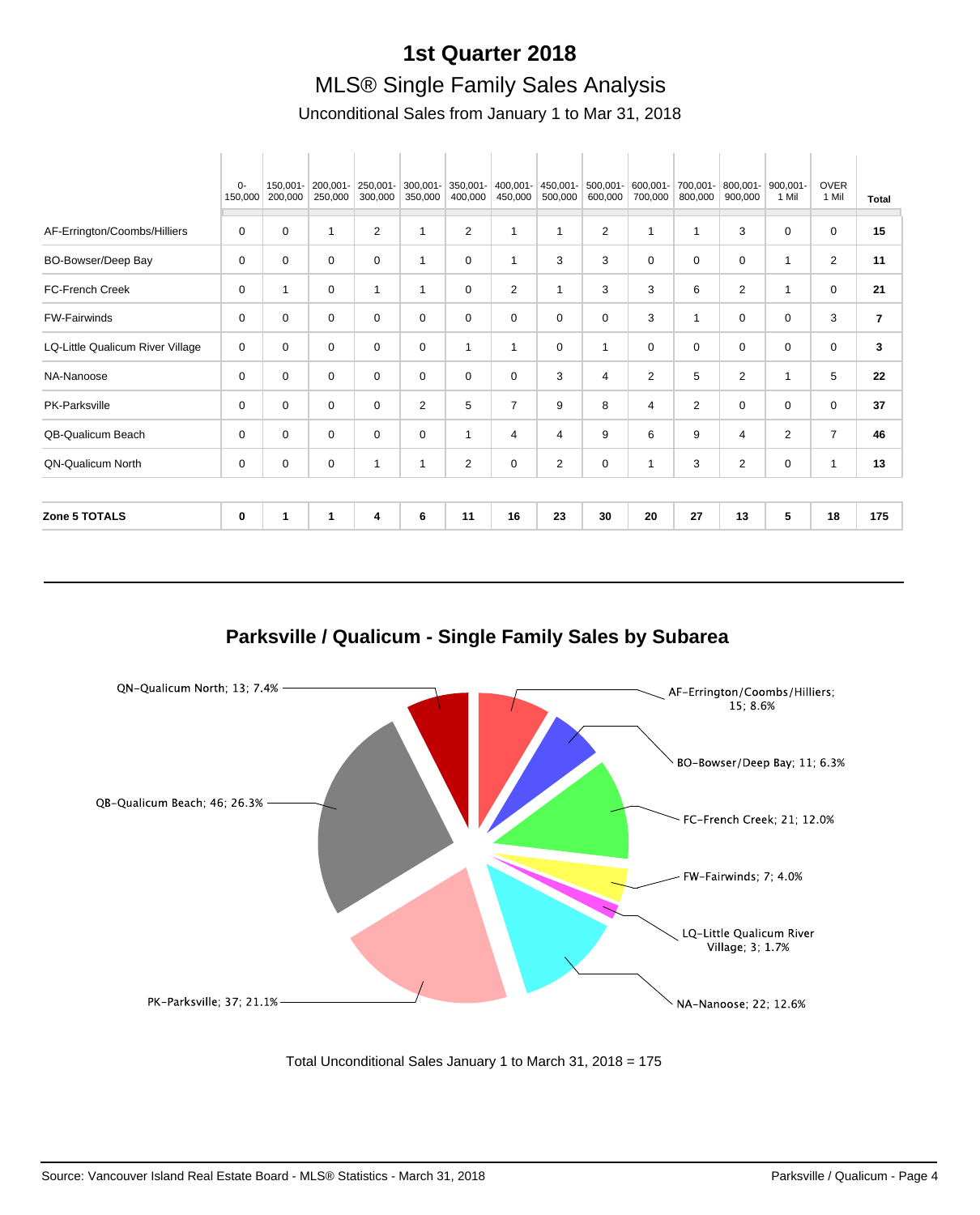# 1st Quarter 2018

## MLS® Single Family Sales Analysis

### Unconditional Sales from January 1 to Mar 31, 2018

| | 0-150,000 | 150,001-200,000 | 200,001-250,000 | 250,001-300,000 | 300,001-350,000 | 350,001-400,000 | 400,001-450,000 | 450,001-500,000 | 500,001-600,000 | 600,001-700,000 | 700,001-800,000 | 800,001-900,000 | 900,001-1 Mil | OVER 1 Mil | Total |
|---|---|---|---|---|---|---|---|---|---|---|---|---|---|---|---|
| AF-Errington/Coombs/Hilliers | 0 | 0 | 1 | 2 | 1 | 2 | 1 | 1 | 2 | 1 | 1 | 3 | 0 | 0 | **15** |
| BO-Bowser/Deep Bay | 0 | 0 | 0 | 0 | 1 | 0 | 1 | 3 | 3 | 0 | 0 | 0 | 1 | 2 | **11** |
| FC-French Creek | 0 | 1 | 0 | 1 | 1 | 0 | 2 | 1 | 3 | 3 | 6 | 2 | 1 | 0 | **21** |
| FW-Fairwinds | 0 | 0 | 0 | 0 | 0 | 0 | 0 | 0 | 0 | 3 | 1 | 0 | 0 | 3 | **7** |
| LQ-Little Qualicum River Village | 0 | 0 | 0 | 0 | 0 | 1 | 1 | 0 | 1 | 0 | 0 | 0 | 0 | 0 | **3** |
| NA-Nanoose | 0 | 0 | 0 | 0 | 0 | 0 | 0 | 3 | 4 | 2 | 5 | 2 | 1 | 5 | **22** |
| PK-Parksville | 0 | 0 | 0 | 0 | 2 | 5 | 7 | 9 | 8 | 4 | 2 | 0 | 0 | 0 | **37** |
| QB-Qualicum Beach | 0 | 0 | 0 | 0 | 0 | 1 | 4 | 4 | 9 | 6 | 9 | 4 | 2 | 7 | **46** |
| QN-Qualicum North | 0 | 0 | 0 | 1 | 1 | 2 | 0 | 2 | 0 | 1 | 3 | 2 | 0 | 1 | **13** |
| **Zone 5 TOTALS** | **0** | **1** | **1** | **4** | **6** | **11** | **16** | **23** | **30** | **20** | **27** | **13** | **5** | **18** | **175** |

## Parksville / Qualicum - Single Family Sales by Subarea

QN-Qualicum North; 13; 7.4%
AF-Errington/Coombs/Hilliers; 15; 8.6%
BO-Bowser/Deep Bay; 11; 6.3%
QB-Qualicum Beach; 46; 26.3%
FC-French Creek; 21; 12.0%
FW-Fairwinds; 7; 4.0%
LQ-Little Qualicum River Village; 3; 1.7%
PK-Parksville; 37; 21.1%
NA-Nanoose; 22; 12.6%

Total Unconditional Sales January 1 to March 31, 2018 = 175

Source: Vancouver Island Real Estate Board - MLS® Statistics - March 31, 2018